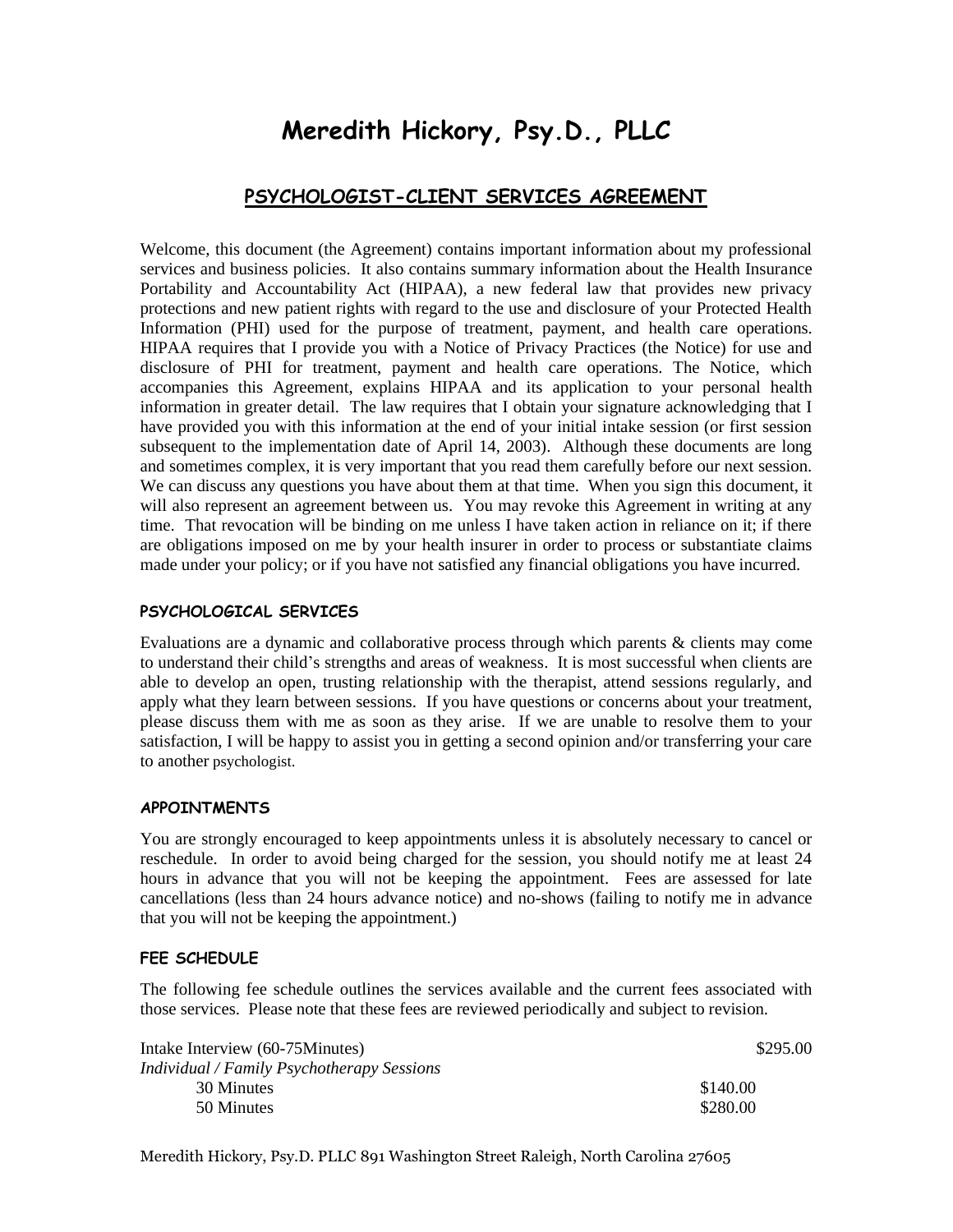# Meredith Hickory, Psy.D., PLLC

## PSYCHOLOGIST-CLIENT SERVICES AGREEMENT

Welcome, this document (the Agreement) contains important information about my professional services and business policies. It also contains summary information about the Health Insurance Portability and Accountability Act (HIPAA), a new federal law that provides new privacy protections and new patient rights with regard to the use and disclosure of your Protected Health Information (PHI) used for the purpose of treatment, payment, and health care operations. HIPAA requires that I provide you with a Notice of Privacy Practices (the Notice) for use and disclosure of PHI for treatment, payment and health care operations. The Notice, which accompanies this Agreement, explains HIPAA and its application to your personal health information in greater detail. The law requires that I obtain your signature acknowledging that I have provided you with this information at the end of your initial intake session (or first session subsequent to the implementation date of April 14, 2003). Although these documents are long and sometimes complex, it is very important that you read them carefully before our next session. We can discuss any questions you have about them at that time. When you sign this document, it will also represent an agreement between us. You may revoke this Agreement in writing at any time. That revocation will be binding on me unless I have taken action in reliance on it; if there are obligations imposed on me by your health insurer in order to process or substantiate claims made under your policy; or if you have not satisfied any financial obligations you have incurred.

### PSYCHOLOGICAL SERVICES

Evaluations are a dynamic and collaborative process through which parents & clients may come to understand their child's strengths and areas of weakness. It is most successful when clients are able to develop an open, trusting relationship with the therapist, attend sessions regularly, and apply what they learn between sessions. If you have questions or concerns about your treatment, please discuss them with me as soon as they arise. If we are unable to resolve them to your satisfaction, I will be happy to assist you in getting a second opinion and/or transferring your care to another psychologist.

### APPOINTMENTS

You are strongly encouraged to keep appointments unless it is absolutely necessary to cancel or reschedule. In order to avoid being charged for the session, you should notify me at least 24 hours in advance that you will not be keeping the appointment. Fees are assessed for late cancellations (less than 24 hours advance notice) and no-shows (failing to notify me in advance that you will not be keeping the appointment.)

### FEE SCHEDULE

The following fee schedule outlines the services available and the current fees associated with those services. Please note that these fees are reviewed periodically and subject to revision.

| Service | Fee |
|---|---|
| Intake Interview (60-75Minutes) | $295.00 |
| *Individual / Family Psychotherapy Sessions* | |
| 30 Minutes | $140.00 |
| 50 Minutes | $280.00 |

Meredith Hickory, Psy.D. PLLC 891 Washington Street Raleigh, North Carolina 27605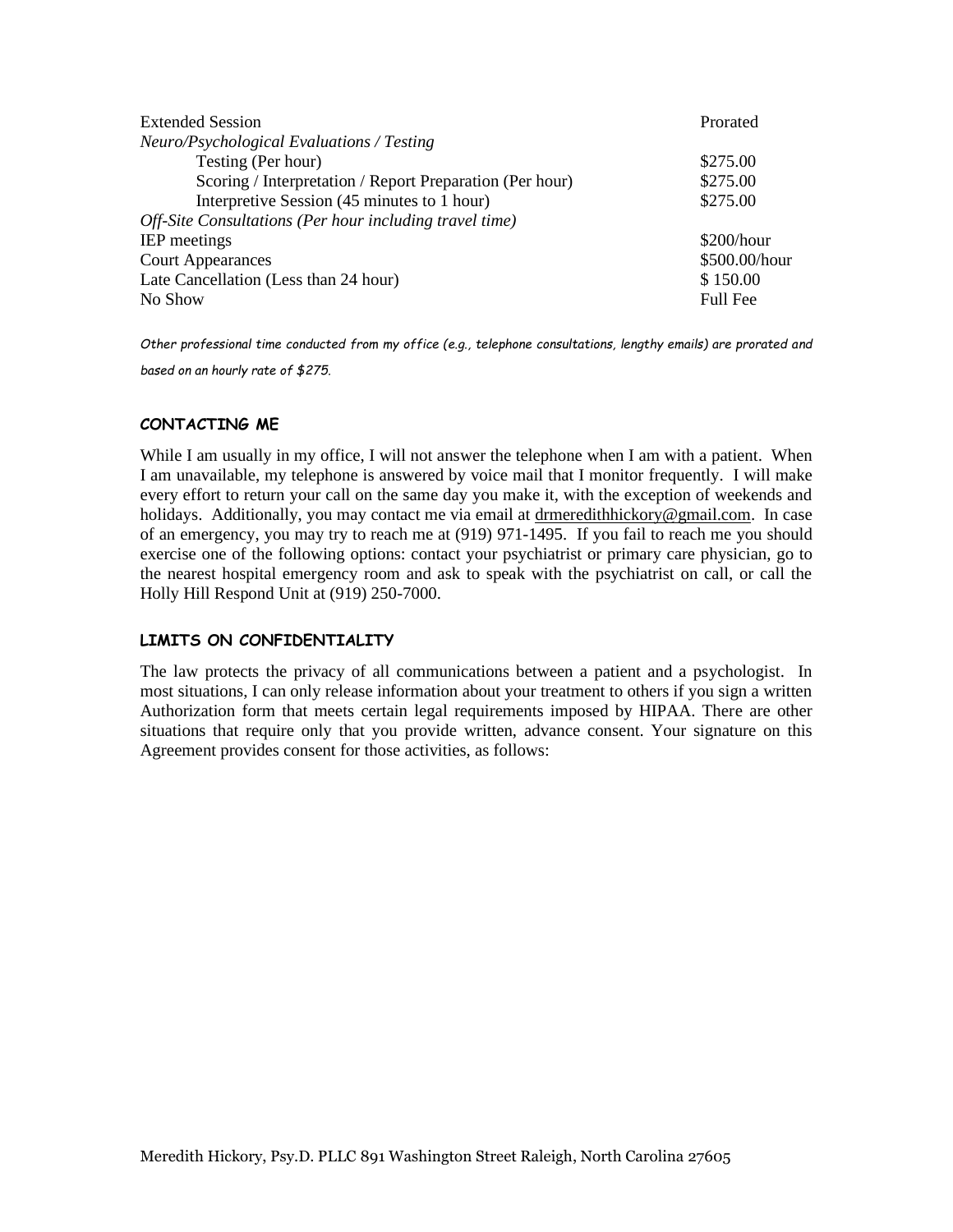| | |
|---|---|
| Extended Session | Prorated |
| *Neuro/Psychological Evaluations / Testing* | |
| Testing (Per hour) | $275.00 |
| Scoring / Interpretation / Report Preparation (Per hour) | $275.00 |
| Interpretive Session (45 minutes to 1 hour) | $275.00 |
| *Off-Site Consultations (Per hour including travel time)* | |
| IEP meetings | $200/hour |
| Court Appearances | $500.00/hour |
| Late Cancellation (Less than 24 hour) | $ 150.00 |
| No Show | Full Fee |

*Other professional time conducted from my office (e.g., telephone consultations, lengthy emails) are prorated and based on an hourly rate of $275.*

## CONTACTING ME

While I am usually in my office, I will not answer the telephone when I am with a patient. When I am unavailable, my telephone is answered by voice mail that I monitor frequently. I will make every effort to return your call on the same day you make it, with the exception of weekends and holidays. Additionally, you may contact me via email at drmeredithhickory@gmail.com. In case of an emergency, you may try to reach me at (919) 971-1495. If you fail to reach me you should exercise one of the following options: contact your psychiatrist or primary care physician, go to the nearest hospital emergency room and ask to speak with the psychiatrist on call, or call the Holly Hill Respond Unit at (919) 250-7000.

## LIMITS ON CONFIDENTIALITY

The law protects the privacy of all communications between a patient and a psychologist. In most situations, I can only release information about your treatment to others if you sign a written Authorization form that meets certain legal requirements imposed by HIPAA. There are other situations that require only that you provide written, advance consent. Your signature on this Agreement provides consent for those activities, as follows: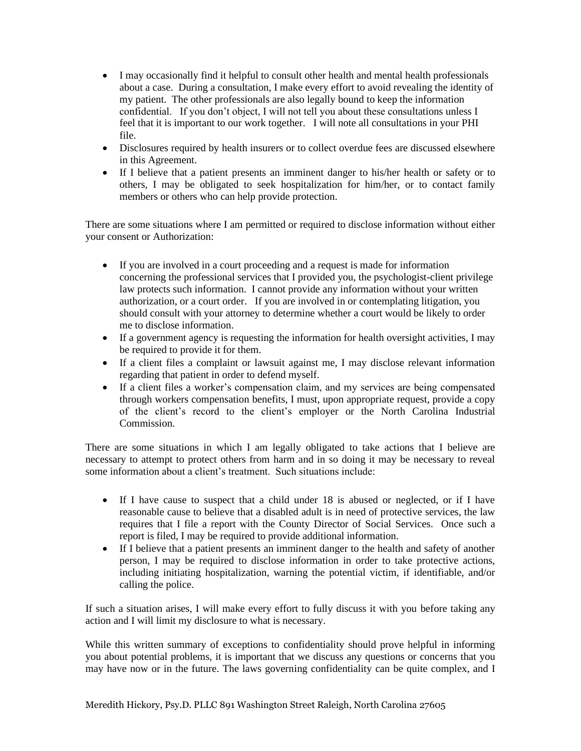- I may occasionally find it helpful to consult other health and mental health professionals about a case. During a consultation, I make every effort to avoid revealing the identity of my patient. The other professionals are also legally bound to keep the information confidential. If you don't object, I will not tell you about these consultations unless I feel that it is important to our work together. I will note all consultations in your PHI file.
- Disclosures required by health insurers or to collect overdue fees are discussed elsewhere in this Agreement.
- If I believe that a patient presents an imminent danger to his/her health or safety or to others, I may be obligated to seek hospitalization for him/her, or to contact family members or others who can help provide protection.

There are some situations where I am permitted or required to disclose information without either your consent or Authorization:

- If you are involved in a court proceeding and a request is made for information concerning the professional services that I provided you, the psychologist-client privilege law protects such information. I cannot provide any information without your written authorization, or a court order. If you are involved in or contemplating litigation, you should consult with your attorney to determine whether a court would be likely to order me to disclose information.
- If a government agency is requesting the information for health oversight activities, I may be required to provide it for them.
- If a client files a complaint or lawsuit against me, I may disclose relevant information regarding that patient in order to defend myself.
- If a client files a worker's compensation claim, and my services are being compensated through workers compensation benefits, I must, upon appropriate request, provide a copy of the client's record to the client's employer or the North Carolina Industrial Commission.

There are some situations in which I am legally obligated to take actions that I believe are necessary to attempt to protect others from harm and in so doing it may be necessary to reveal some information about a client's treatment. Such situations include:

- If I have cause to suspect that a child under 18 is abused or neglected, or if I have reasonable cause to believe that a disabled adult is in need of protective services, the law requires that I file a report with the County Director of Social Services. Once such a report is filed, I may be required to provide additional information.
- If I believe that a patient presents an imminent danger to the health and safety of another person, I may be required to disclose information in order to take protective actions, including initiating hospitalization, warning the potential victim, if identifiable, and/or calling the police.

If such a situation arises, I will make every effort to fully discuss it with you before taking any action and I will limit my disclosure to what is necessary.

While this written summary of exceptions to confidentiality should prove helpful in informing you about potential problems, it is important that we discuss any questions or concerns that you may have now or in the future. The laws governing confidentiality can be quite complex, and I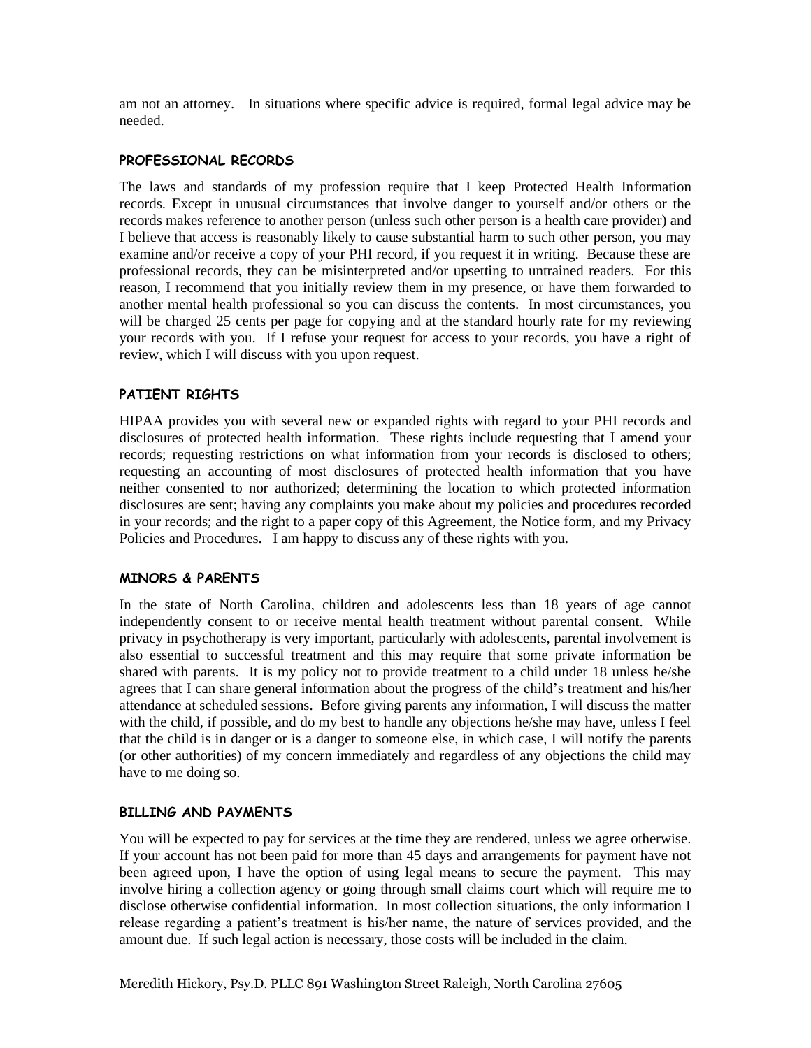am not an attorney. In situations where specific advice is required, formal legal advice may be needed.

### PROFESSIONAL RECORDS

The laws and standards of my profession require that I keep Protected Health Information records. Except in unusual circumstances that involve danger to yourself and/or others or the records makes reference to another person (unless such other person is a health care provider) and I believe that access is reasonably likely to cause substantial harm to such other person, you may examine and/or receive a copy of your PHI record, if you request it in writing. Because these are professional records, they can be misinterpreted and/or upsetting to untrained readers. For this reason, I recommend that you initially review them in my presence, or have them forwarded to another mental health professional so you can discuss the contents. In most circumstances, you will be charged 25 cents per page for copying and at the standard hourly rate for my reviewing your records with you. If I refuse your request for access to your records, you have a right of review, which I will discuss with you upon request.

### PATIENT RIGHTS

HIPAA provides you with several new or expanded rights with regard to your PHI records and disclosures of protected health information. These rights include requesting that I amend your records; requesting restrictions on what information from your records is disclosed to others; requesting an accounting of most disclosures of protected health information that you have neither consented to nor authorized; determining the location to which protected information disclosures are sent; having any complaints you make about my policies and procedures recorded in your records; and the right to a paper copy of this Agreement, the Notice form, and my Privacy Policies and Procedures. I am happy to discuss any of these rights with you.

### MINORS & PARENTS

In the state of North Carolina, children and adolescents less than 18 years of age cannot independently consent to or receive mental health treatment without parental consent. While privacy in psychotherapy is very important, particularly with adolescents, parental involvement is also essential to successful treatment and this may require that some private information be shared with parents. It is my policy not to provide treatment to a child under 18 unless he/she agrees that I can share general information about the progress of the child's treatment and his/her attendance at scheduled sessions. Before giving parents any information, I will discuss the matter with the child, if possible, and do my best to handle any objections he/she may have, unless I feel that the child is in danger or is a danger to someone else, in which case, I will notify the parents (or other authorities) of my concern immediately and regardless of any objections the child may have to me doing so.

### BILLING AND PAYMENTS

You will be expected to pay for services at the time they are rendered, unless we agree otherwise. If your account has not been paid for more than 45 days and arrangements for payment have not been agreed upon, I have the option of using legal means to secure the payment. This may involve hiring a collection agency or going through small claims court which will require me to disclose otherwise confidential information. In most collection situations, the only information I release regarding a patient's treatment is his/her name, the nature of services provided, and the amount due. If such legal action is necessary, those costs will be included in the claim.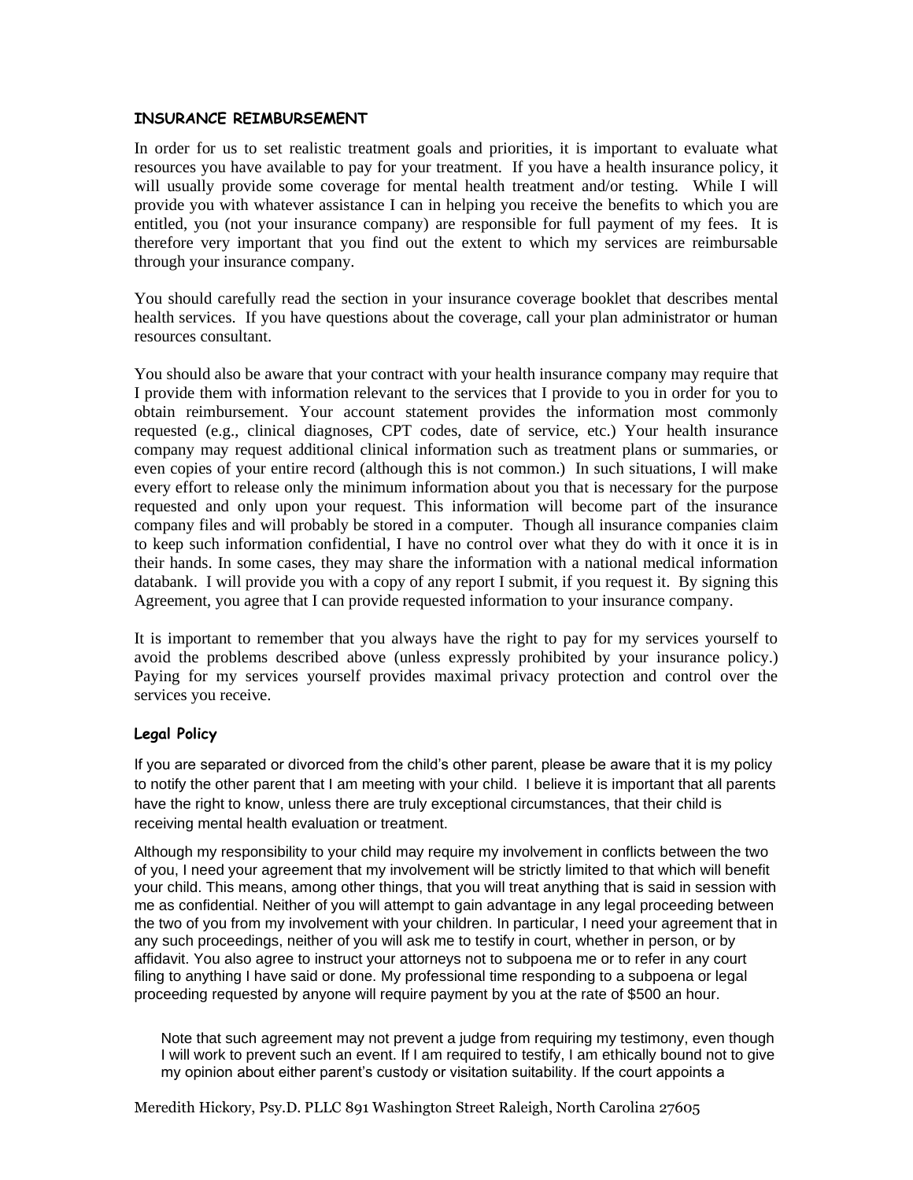## INSURANCE REIMBURSEMENT

In order for us to set realistic treatment goals and priorities, it is important to evaluate what resources you have available to pay for your treatment. If you have a health insurance policy, it will usually provide some coverage for mental health treatment and/or testing. While I will provide you with whatever assistance I can in helping you receive the benefits to which you are entitled, you (not your insurance company) are responsible for full payment of my fees. It is therefore very important that you find out the extent to which my services are reimbursable through your insurance company.

You should carefully read the section in your insurance coverage booklet that describes mental health services. If you have questions about the coverage, call your plan administrator or human resources consultant.

You should also be aware that your contract with your health insurance company may require that I provide them with information relevant to the services that I provide to you in order for you to obtain reimbursement. Your account statement provides the information most commonly requested (e.g., clinical diagnoses, CPT codes, date of service, etc.) Your health insurance company may request additional clinical information such as treatment plans or summaries, or even copies of your entire record (although this is not common.) In such situations, I will make every effort to release only the minimum information about you that is necessary for the purpose requested and only upon your request. This information will become part of the insurance company files and will probably be stored in a computer. Though all insurance companies claim to keep such information confidential, I have no control over what they do with it once it is in their hands. In some cases, they may share the information with a national medical information databank. I will provide you with a copy of any report I submit, if you request it. By signing this Agreement, you agree that I can provide requested information to your insurance company.

It is important to remember that you always have the right to pay for my services yourself to avoid the problems described above (unless expressly prohibited by your insurance policy.) Paying for my services yourself provides maximal privacy protection and control over the services you receive.

### Legal Policy

If you are separated or divorced from the child's other parent, please be aware that it is my policy to notify the other parent that I am meeting with your child. I believe it is important that all parents have the right to know, unless there are truly exceptional circumstances, that their child is receiving mental health evaluation or treatment.

Although my responsibility to your child may require my involvement in conflicts between the two of you, I need your agreement that my involvement will be strictly limited to that which will benefit your child. This means, among other things, that you will treat anything that is said in session with me as confidential. Neither of you will attempt to gain advantage in any legal proceeding between the two of you from my involvement with your children. In particular, I need your agreement that in any such proceedings, neither of you will ask me to testify in court, whether in person, or by affidavit. You also agree to instruct your attorneys not to subpoena me or to refer in any court filing to anything I have said or done. My professional time responding to a subpoena or legal proceeding requested by anyone will require payment by you at the rate of $500 an hour.

Note that such agreement may not prevent a judge from requiring my testimony, even though I will work to prevent such an event. If I am required to testify, I am ethically bound not to give my opinion about either parent's custody or visitation suitability. If the court appoints a

Meredith Hickory, Psy.D. PLLC 891 Washington Street Raleigh, North Carolina 27605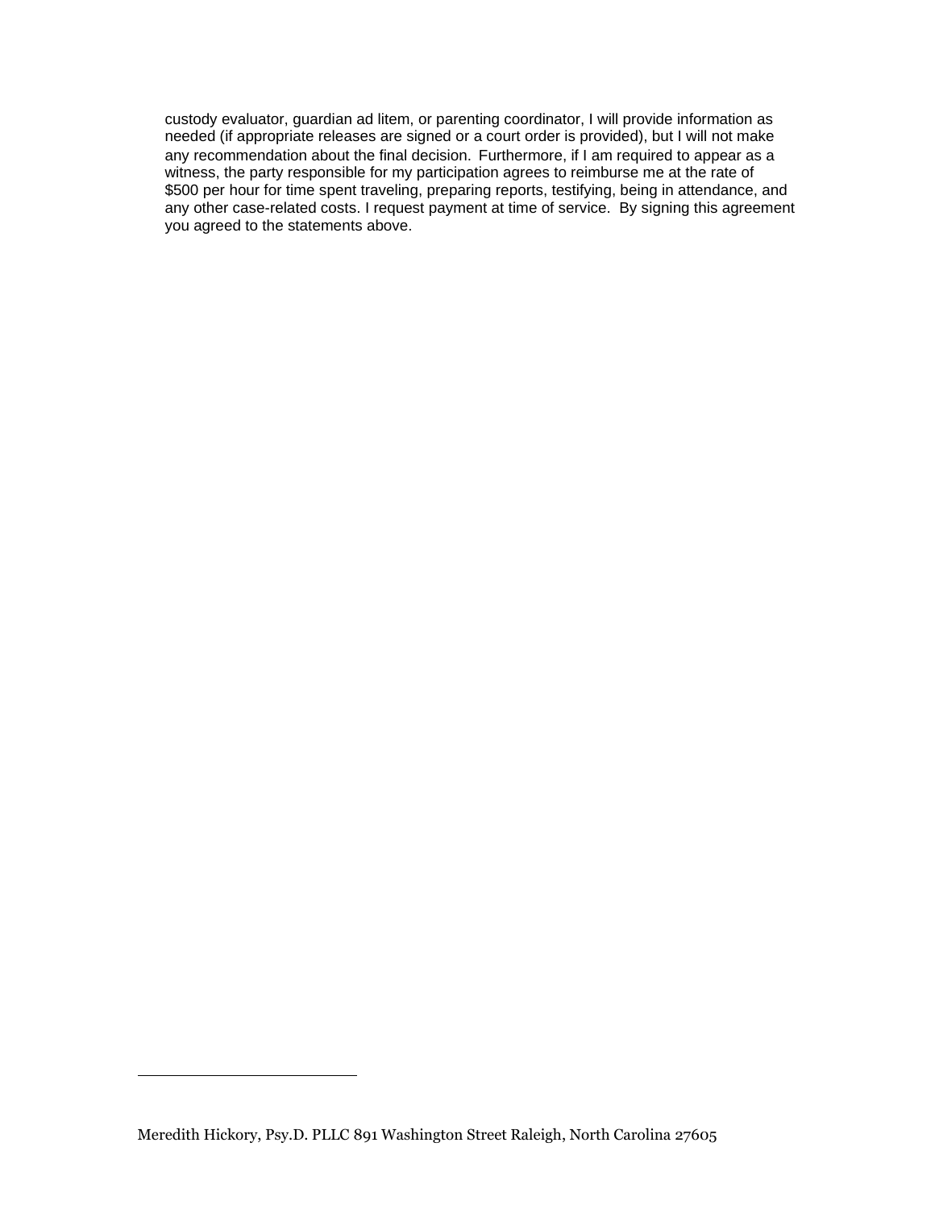custody evaluator, guardian ad litem, or parenting coordinator, I will provide information as needed (if appropriate releases are signed or a court order is provided), but I will not make any recommendation about the final decision. Furthermore, if I am required to appear as a witness, the party responsible for my participation agrees to reimburse me at the rate of $500 per hour for time spent traveling, preparing reports, testifying, being in attendance, and any other case-related costs. I request payment at time of service. By signing this agreement you agreed to the statements above.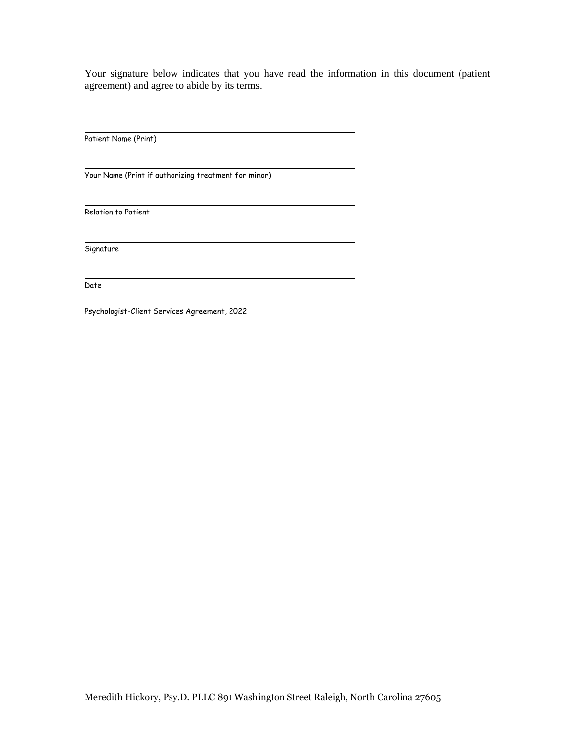Your signature below indicates that you have read the information in this document (patient agreement) and agree to abide by its terms.

\_\_\_\_\_\_\_\_\_\_\_\_\_\_\_\_\_\_\_\_\_\_\_\_\_\_\_\_\_\_\_\_\_\_\_\_\_\_\_\_

Patient Name (Print)

\_\_\_\_\_\_\_\_\_\_\_\_\_\_\_\_\_\_\_\_\_\_\_\_\_\_\_\_\_\_\_\_\_\_\_\_\_\_\_\_

Your Name (Print if authorizing treatment for minor)

\_\_\_\_\_\_\_\_\_\_\_\_\_\_\_\_\_\_\_\_\_\_\_\_\_\_\_\_\_\_\_\_\_\_\_\_\_\_\_\_

Relation to Patient

\_\_\_\_\_\_\_\_\_\_\_\_\_\_\_\_\_\_\_\_\_\_\_\_\_\_\_\_\_\_\_\_\_\_\_\_\_\_\_\_

Signature

\_\_\_\_\_\_\_\_\_\_\_\_\_\_\_\_\_\_\_\_\_\_\_\_\_\_\_\_\_\_\_\_\_\_\_\_\_\_\_\_

Date

Psychologist-Client Services Agreement, 2022